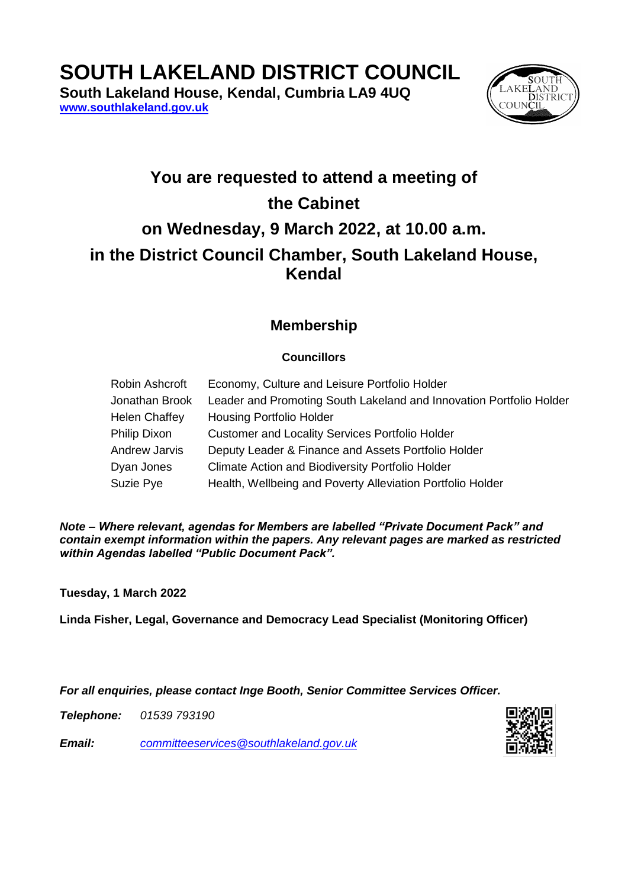# SOUTH LAKELAND DISTRICT COUNCIL

**South Lakeland House, Kendal, Cumbria LA9 4UQ**
**[www.southlakeland.gov.uk](http://www.southlakeland.gov.uk)**

## You are requested to attend a meeting of the Cabinet on Wednesday, 9 March 2022, at 10.00 a.m. in the District Council Chamber, South Lakeland House, Kendal

### Membership

**Councillors**

| | |
|---|---|
| Robin Ashcroft | Economy, Culture and Leisure Portfolio Holder |
| Jonathan Brook | Leader and Promoting South Lakeland and Innovation Portfolio Holder |
| Helen Chaffey | Housing Portfolio Holder |
| Philip Dixon | Customer and Locality Services Portfolio Holder |
| Andrew Jarvis | Deputy Leader & Finance and Assets Portfolio Holder |
| Dyan Jones | Climate Action and Biodiversity Portfolio Holder |
| Suzie Pye | Health, Wellbeing and Poverty Alleviation Portfolio Holder |

***Note – Where relevant, agendas for Members are labelled "Private Document Pack" and contain exempt information within the papers. Any relevant pages are marked as restricted within Agendas labelled "Public Document Pack".***

**Tuesday, 1 March 2022**

**Linda Fisher, Legal, Governance and Democracy Lead Specialist (Monitoring Officer)**

***For all enquiries, please contact Inge Booth, Senior Committee Services Officer.***

***Telephone:*** *01539 793190*

***Email:*** *[committeeservices@southlakeland.gov.uk](mailto:committeeservices@southlakeland.gov.uk)*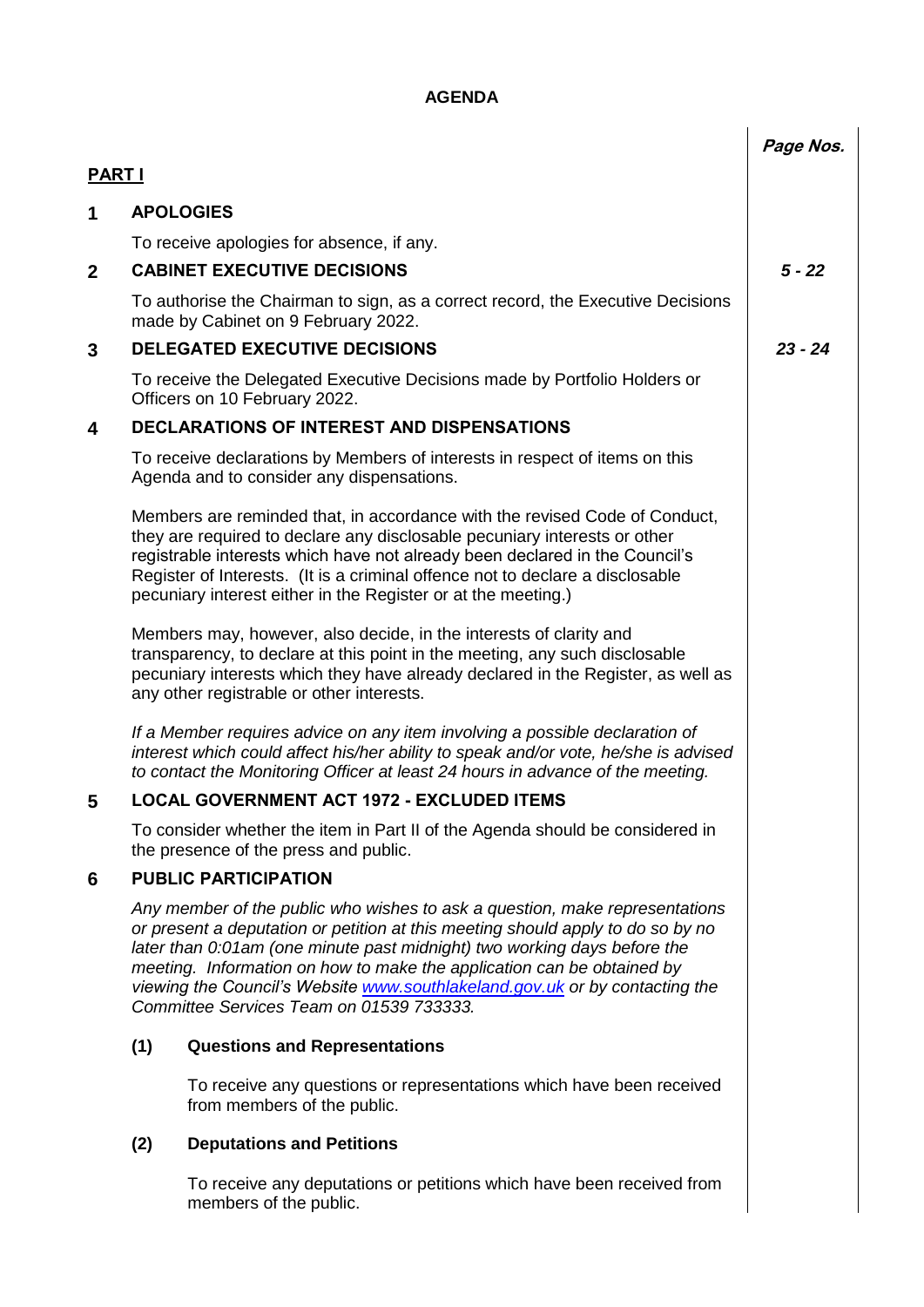# AGENDA

| | Page Nos. |
|---|---|
| **PART I** | |
| **1 APOLOGIES** | |
| To receive apologies for absence, if any. | |
| **2 CABINET EXECUTIVE DECISIONS** | *5 - 22* |
| To authorise the Chairman to sign, as a correct record, the Executive Decisions made by Cabinet on 9 February 2022. | |
| **3 DELEGATED EXECUTIVE DECISIONS** | *23 - 24* |
| To receive the Delegated Executive Decisions made by Portfolio Holders or Officers on 10 February 2022. | |

**PART I**

## 1 APOLOGIES

To receive apologies for absence, if any.

## 2 CABINET EXECUTIVE DECISIONS

*Page Nos. 5 - 22*

To authorise the Chairman to sign, as a correct record, the Executive Decisions made by Cabinet on 9 February 2022.

## 3 DELEGATED EXECUTIVE DECISIONS

*Page Nos. 23 - 24*

To receive the Delegated Executive Decisions made by Portfolio Holders or Officers on 10 February 2022.

## 4 DECLARATIONS OF INTEREST AND DISPENSATIONS

To receive declarations by Members of interests in respect of items on this Agenda and to consider any dispensations.

Members are reminded that, in accordance with the revised Code of Conduct, they are required to declare any disclosable pecuniary interests or other registrable interests which have not already been declared in the Council's Register of Interests. (It is a criminal offence not to declare a disclosable pecuniary interest either in the Register or at the meeting.)

Members may, however, also decide, in the interests of clarity and transparency, to declare at this point in the meeting, any such disclosable pecuniary interests which they have already declared in the Register, as well as any other registrable or other interests.

*If a Member requires advice on any item involving a possible declaration of interest which could affect his/her ability to speak and/or vote, he/she is advised to contact the Monitoring Officer at least 24 hours in advance of the meeting.*

## 5 LOCAL GOVERNMENT ACT 1972 - EXCLUDED ITEMS

To consider whether the item in Part II of the Agenda should be considered in the presence of the press and public.

## 6 PUBLIC PARTICIPATION

*Any member of the public who wishes to ask a question, make representations or present a deputation or petition at this meeting should apply to do so by no later than 0:01am (one minute past midnight) two working days before the meeting. Information on how to make the application can be obtained by viewing the Council's Website [www.southlakeland.gov.uk](http://www.southlakeland.gov.uk) or by contacting the Committee Services Team on 01539 733333.*

### (1) Questions and Representations

To receive any questions or representations which have been received from members of the public.

### (2) Deputations and Petitions

To receive any deputations or petitions which have been received from members of the public.

# AGENDA

**PART I**

## 1 APOLOGIES

To receive apologies for absence, if any.

## 2 CABINET EXECUTIVE DECISIONS

*Page Nos. 5 - 22*

To authorise the Chairman to sign, as a correct record, the Executive Decisions made by Cabinet on 9 February 2022.

## 3 DELEGATED EXECUTIVE DECISIONS

*Page Nos. 23 - 24*

To receive the Delegated Executive Decisions made by Portfolio Holders or Officers on 10 February 2022.

## 4 DECLARATIONS OF INTEREST AND DISPENSATIONS

To receive declarations by Members of interests in respect of items on this Agenda and to consider any dispensations.

Members are reminded that, in accordance with the revised Code of Conduct, they are required to declare any disclosable pecuniary interests or other registrable interests which have not already been declared in the Council's Register of Interests. (It is a criminal offence not to declare a disclosable pecuniary interest either in the Register or at the meeting.)

Members may, however, also decide, in the interests of clarity and transparency, to declare at this point in the meeting, any such disclosable pecuniary interests which they have already declared in the Register, as well as any other registrable or other interests.

*If a Member requires advice on any item involving a possible declaration of interest which could affect his/her ability to speak and/or vote, he/she is advised to contact the Monitoring Officer at least 24 hours in advance of the meeting.*

## 5 LOCAL GOVERNMENT ACT 1972 - EXCLUDED ITEMS

To consider whether the item in Part II of the Agenda should be considered in the presence of the press and public.

## 6 PUBLIC PARTICIPATION

*Any member of the public who wishes to ask a question, make representations or present a deputation or petition at this meeting should apply to do so by no later than 0:01am (one minute past midnight) two working days before the meeting. Information on how to make the application can be obtained by viewing the Council's Website [www.southlakeland.gov.uk](http://www.southlakeland.gov.uk) or by contacting the Committee Services Team on 01539 733333.*

### (1) Questions and Representations

To receive any questions or representations which have been received from members of the public.

### (2) Deputations and Petitions

To receive any deputations or petitions which have been received from members of the public.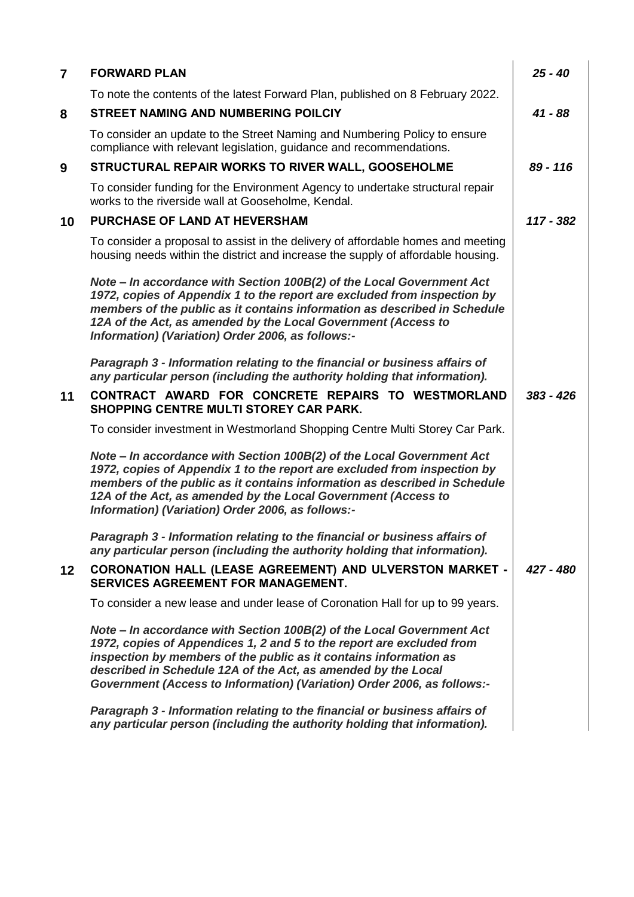| | | |
|---|---|---|
| **7** | **FORWARD PLAN**<br><br>To note the contents of the latest Forward Plan, published on 8 February 2022. | ***25 - 40*** |
| **8** | **STREET NAMING AND NUMBERING POILCIY**<br><br>To consider an update to the Street Naming and Numbering Policy to ensure compliance with relevant legislation, guidance and recommendations. | ***41 - 88*** |
| **9** | **STRUCTURAL REPAIR WORKS TO RIVER WALL, GOOSEHOLME**<br><br>To consider funding for the Environment Agency to undertake structural repair works to the riverside wall at Gooseholme, Kendal. | ***89 - 116*** |
| **10** | **PURCHASE OF LAND AT HEVERSHAM**<br><br>To consider a proposal to assist in the delivery of affordable homes and meeting housing needs within the district and increase the supply of affordable housing.<br><br>***Note – In accordance with Section 100B(2) of the Local Government Act 1972, copies of Appendix 1 to the report are excluded from inspection by members of the public as it contains information as described in Schedule 12A of the Act, as amended by the Local Government (Access to Information) (Variation) Order 2006, as follows:-***<br><br>***Paragraph 3 - Information relating to the financial or business affairs of any particular person (including the authority holding that information).*** | ***117 - 382*** |
| **11** | **CONTRACT AWARD FOR CONCRETE REPAIRS TO WESTMORLAND SHOPPING CENTRE MULTI STOREY CAR PARK.**<br><br>To consider investment in Westmorland Shopping Centre Multi Storey Car Park.<br><br>***Note – In accordance with Section 100B(2) of the Local Government Act 1972, copies of Appendix 1 to the report are excluded from inspection by members of the public as it contains information as described in Schedule 12A of the Act, as amended by the Local Government (Access to Information) (Variation) Order 2006, as follows:-***<br><br>***Paragraph 3 - Information relating to the financial or business affairs of any particular person (including the authority holding that information).*** | ***383 - 426*** |
| **12** | **CORONATION HALL (LEASE AGREEMENT) AND ULVERSTON MARKET - SERVICES AGREEMENT FOR MANAGEMENT.**<br><br>To consider a new lease and under lease of Coronation Hall for up to 99 years.<br><br>***Note – In accordance with Section 100B(2) of the Local Government Act 1972, copies of Appendices 1, 2 and 5 to the report are excluded from inspection by members of the public as it contains information as described in Schedule 12A of the Act, as amended by the Local Government (Access to Information) (Variation) Order 2006, as follows:-***<br><br>***Paragraph 3 - Information relating to the financial or business affairs of any particular person (including the authority holding that information).*** | ***427 - 480*** |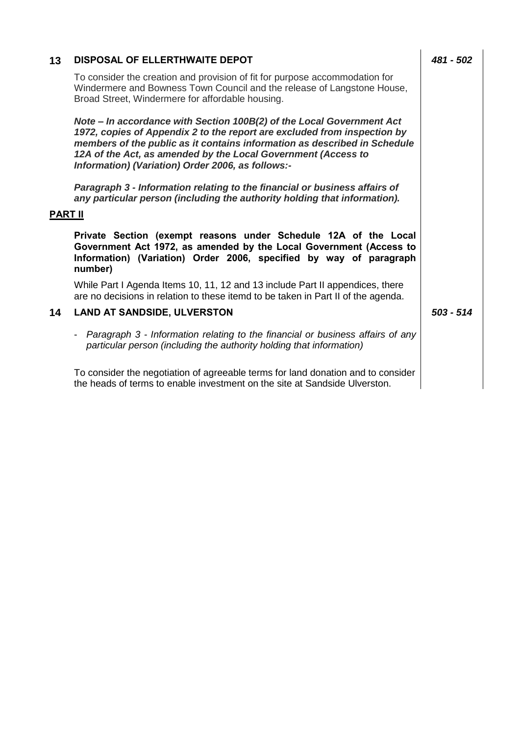## 13 DISPOSAL OF ELLERTHWAITE DEPOT — *481 - 502*

To consider the creation and provision of fit for purpose accommodation for Windermere and Bowness Town Council and the release of Langstone House, Broad Street, Windermere for affordable housing.

***Note – In accordance with Section 100B(2) of the Local Government Act 1972, copies of Appendix 2 to the report are excluded from inspection by members of the public as it contains information as described in Schedule 12A of the Act, as amended by the Local Government (Access to Information) (Variation) Order 2006, as follows:-***

***Paragraph 3 - Information relating to the financial or business affairs of any particular person (including the authority holding that information).***

## PART II

**Private Section (exempt reasons under Schedule 12A of the Local Government Act 1972, as amended by the Local Government (Access to Information) (Variation) Order 2006, specified by way of paragraph number)**

While Part I Agenda Items 10, 11, 12 and 13 include Part II appendices, there are no decisions in relation to these itemd to be taken in Part II of the agenda.

## 14 LAND AT SANDSIDE, ULVERSTON — *503 - 514*

- *Paragraph 3 - Information relating to the financial or business affairs of any particular person (including the authority holding that information)*

To consider the negotiation of agreeable terms for land donation and to consider the heads of terms to enable investment on the site at Sandside Ulverston.